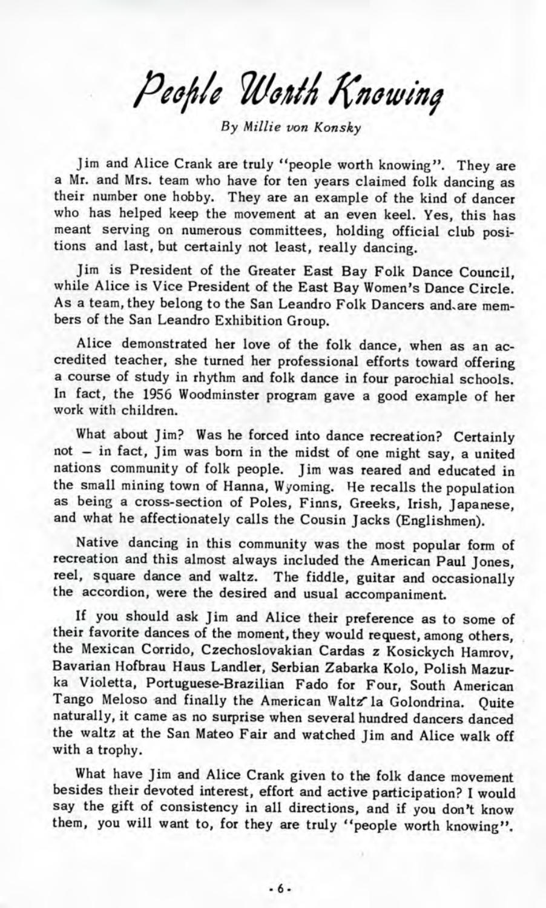# People Worth Knowing

*By Millie von Konsky*

Jim and Alice Crank are truly "people worth knowing". They are a Mr. and Mrs. team who have for ten years claimed folk dancing as their number one hobby. They are an example of the kind of dancer who has helped keep the movement at an even keel. Yes, this has meant serving on numerous committees, holding official club positions and last, but certainly not least, really dancing.

Jim is President of the Greater East Bay Folk Dance Council, while Alice is Vice President of the East Bay Women's Dance Circle. As a team, they belong to the San Leandro Folk Dancers and are members of the San Leandro Exhibition Group.

Alice demonstrated her love of the folk dance, when as an accredited teacher, she turned her professional efforts toward offering a course of study in rhythm and folk dance in four parochial schools. In fact, the 1956 Woodminster program gave a good example of her work with children.

What about Jim? Was he forced into dance recreation? Certainly not – in fact, Jim was born in the midst of one might say, a united nations community of folk people. Jim was reared and educated in the small mining town of Hanna, Wyoming. He recalls the population as being a cross-section of Poles, Finns, Greeks, Irish, Japanese, and what he affectionately calls the Cousin Jacks (Englishmen).

Native dancing in this community was the most popular form of recreation and this almost always included the American Paul Jones, reel, square dance and waltz. The fiddle, guitar and occasionally the accordion, were the desired and usual accompaniment.

If you should ask Jim and Alice their preference as to some of their favorite dances of the moment, they would request, among others, the Mexican Corrido, Czechoslovakian Cardas z Kosickych Hamrov, Bavarian Hofbrau Haus Landler, Serbian Zabarka Kolo, Polish Mazurka Violetta, Portuguese-Brazilian Fado for Four, South American Tango Meloso and finally the American Waltz la Golondrina. Quite naturally, it came as no surprise when several hundred dancers danced the waltz at the San Mateo Fair and watched Jim and Alice walk off with a trophy.

What have Jim and Alice Crank given to the folk dance movement besides their devoted interest, effort and active participation? I would say the gift of consistency in all directions, and if you don't know them, you will want to, for they are truly "people worth knowing".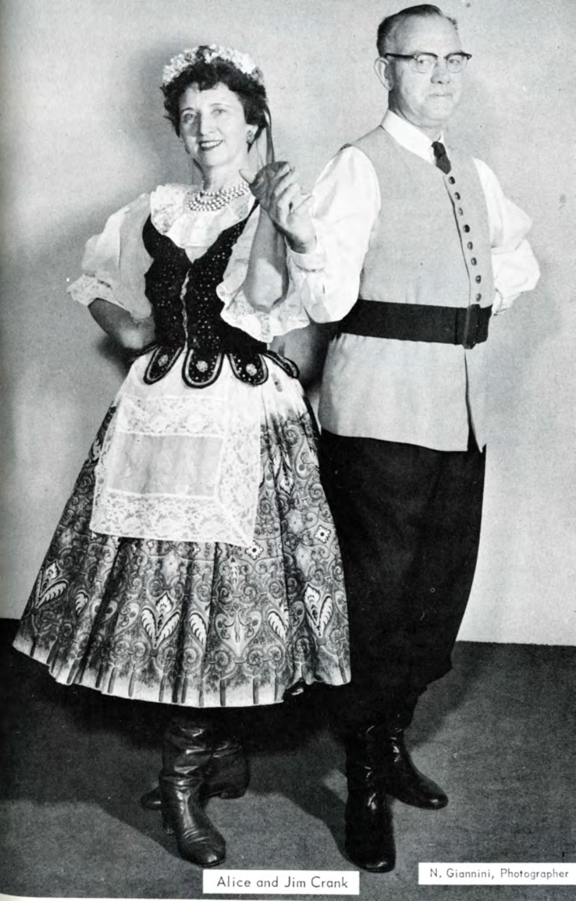Alice and Jim Crank

N. Giannini, Photographer